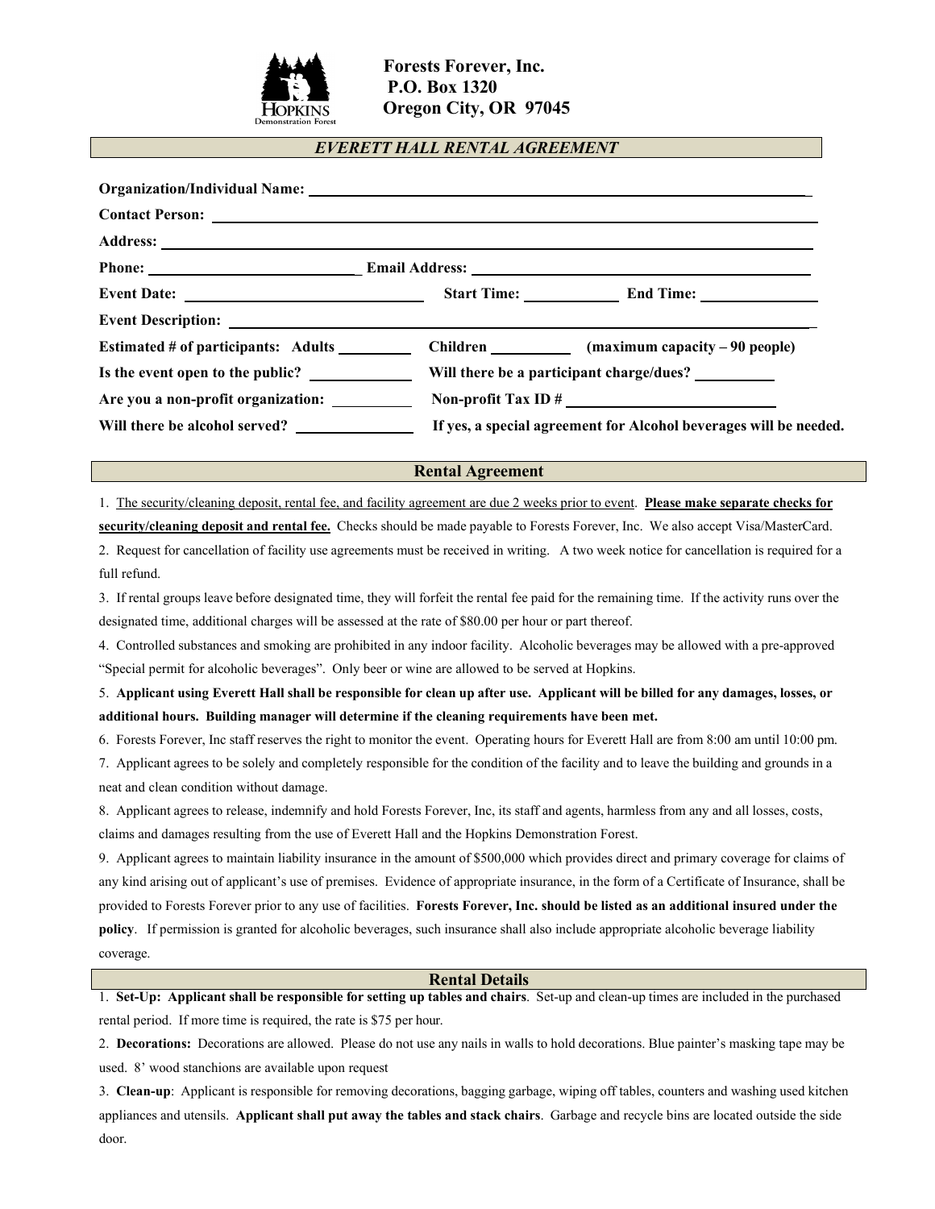**Forests Forever, Inc.**
**P.O. Box 1320**
**Oregon City, OR 97045**

## *EVERETT HALL RENTAL AGREEMENT*

**Organization/Individual Name:** ______________________________________________

**Contact Person:** ______________________________________________

**Address:** ______________________________________________

**Phone:** ____________________________ **Email Address:** ____________________________

**Event Date:** ____________________ **Start Time:** ____________ **End Time:** ____________

**Event Description:** ______________________________________________

**Estimated # of participants: Adults** __________ **Children** __________ **(maximum capacity – 90 people)**

**Is the event open to the public?** __________ **Will there be a participant charge/dues?** __________

**Are you a non-profit organization:** __________ **Non-profit Tax ID #** ____________________

**Will there be alcohol served?** __________ **If yes, a special agreement for Alcohol beverages will be needed.**

## Rental Agreement

1. The security/cleaning deposit, rental fee, and facility agreement are due 2 weeks prior to event. **Please make separate checks for security/cleaning deposit and rental fee.** Checks should be made payable to Forests Forever, Inc. We also accept Visa/MasterCard.
2. Request for cancellation of facility use agreements must be received in writing. A two week notice for cancellation is required for a full refund.
3. If rental groups leave before designated time, they will forfeit the rental fee paid for the remaining time. If the activity runs over the designated time, additional charges will be assessed at the rate of $80.00 per hour or part thereof.
4. Controlled substances and smoking are prohibited in any indoor facility. Alcoholic beverages may be allowed with a pre-approved "Special permit for alcoholic beverages". Only beer or wine are allowed to be served at Hopkins.
5. **Applicant using Everett Hall shall be responsible for clean up after use. Applicant will be billed for any damages, losses, or additional hours. Building manager will determine if the cleaning requirements have been met.**
6. Forests Forever, Inc staff reserves the right to monitor the event. Operating hours for Everett Hall are from 8:00 am until 10:00 pm.
7. Applicant agrees to be solely and completely responsible for the condition of the facility and to leave the building and grounds in a neat and clean condition without damage.
8. Applicant agrees to release, indemnify and hold Forests Forever, Inc, its staff and agents, harmless from any and all losses, costs, claims and damages resulting from the use of Everett Hall and the Hopkins Demonstration Forest.
9. Applicant agrees to maintain liability insurance in the amount of $500,000 which provides direct and primary coverage for claims of any kind arising out of applicant's use of premises. Evidence of appropriate insurance, in the form of a Certificate of Insurance, shall be provided to Forests Forever prior to any use of facilities. **Forests Forever, Inc. should be listed as an additional insured under the policy**. If permission is granted for alcoholic beverages, such insurance shall also include appropriate alcoholic beverage liability coverage.

## Rental Details

1. **Set-Up: Applicant shall be responsible for setting up tables and chairs**. Set-up and clean-up times are included in the purchased rental period. If more time is required, the rate is $75 per hour.
2. **Decorations:** Decorations are allowed. Please do not use any nails in walls to hold decorations. Blue painter's masking tape may be used. 8' wood stanchions are available upon request
3. **Clean-up**: Applicant is responsible for removing decorations, bagging garbage, wiping off tables, counters and washing used kitchen appliances and utensils. **Applicant shall put away the tables and stack chairs**. Garbage and recycle bins are located outside the side door.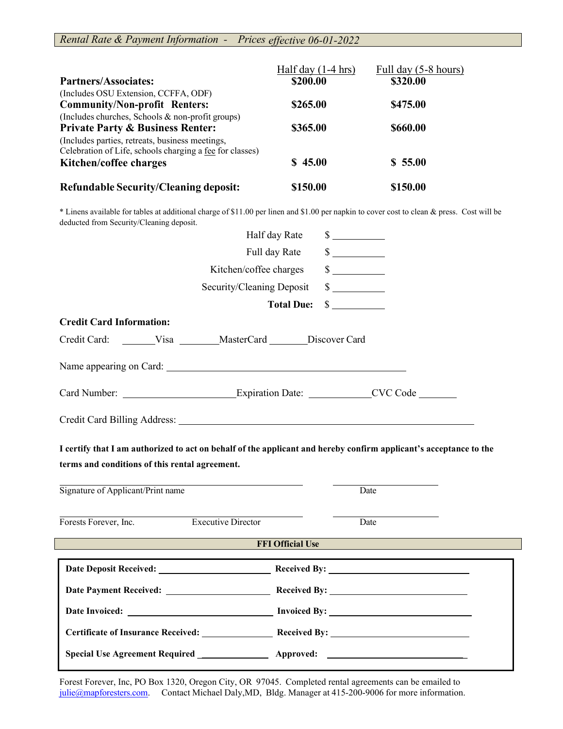*Rental Rate & Payment Information - Prices effective 06-01-2022*

| | Half day (1-4 hrs) | Full day (5-8 hours) |
|---|---|---|
| **Partners/Associates:**<br>(Includes OSU Extension, CCFFA, ODF) | **$200.00** | **$320.00** |
| **Community/Non-profit Renters:**<br>(Includes churches, Schools & non-profit groups) | **$265.00** | **$475.00** |
| **Private Party & Business Renter:**<br>(Includes parties, retreats, business meetings, Celebration of Life, schools charging a fee for classes) | **$365.00** | **$660.00** |
| **Kitchen/coffee charges** | **$ 45.00** | **$ 55.00** |
| **Refundable Security/Cleaning deposit:** | **$150.00** | **$150.00** |

* Linens available for tables at additional charge of $11.00 per linen and $1.00 per napkin to cover cost to clean & press. Cost will be deducted from Security/Cleaning deposit.

Half day Rate $ __________

Full day Rate $ __________

Kitchen/coffee charges $ __________

Security/Cleaning Deposit $ __________

**Total Due:** $ __________

**Credit Card Information:**

Credit Card: ______Visa ________MasterCard _______Discover Card

Name appearing on Card: ______________________________________________

Card Number: ______________________Expiration Date: ____________CVC Code _______

Credit Card Billing Address: ______________________________________________________

**I certify that I am authorized to act on behalf of the applicant and hereby confirm applicant's acceptance to the terms and conditions of this rental agreement.**

______________________________________________ ____________________

Signature of Applicant/Print name Date

______________________________________________ ____________________

Forests Forever, Inc. Executive Director Date

**FFI Official Use**

**Date Deposit Received:** ______________________ **Received By:** ___________________________

**Date Payment Received:** ____________________ **Received By:** ___________________________

**Date Invoiced:** ____________________________ **Invoiced By:** ___________________________

**Certificate of Insurance Received:** _____________ **Received By:** ___________________________

**Special Use Agreement Required** _____________ **Approved:** ___________________________

Forest Forever, Inc, PO Box 1320, Oregon City, OR 97045. Completed rental agreements can be emailed to julie@mapforesters.com. Contact Michael Daly,MD, Bldg. Manager at 415-200-9006 for more information.